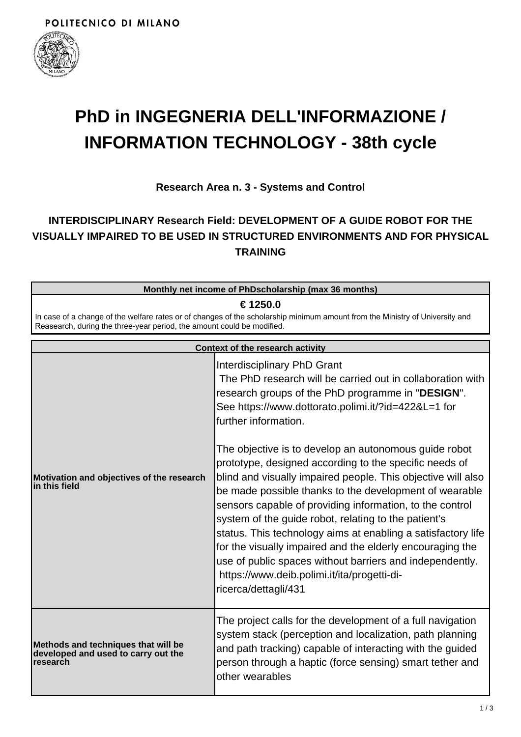POLITECNICO DI MILANO

# PhD in INGEGNERIA DELL'INFORMAZIONE / INFORMATION TECHNOLOGY - 38th cycle

### Research Area n. 3 - Systems and Control

### INTERDISCIPLINARY Research Field: DEVELOPMENT OF A GUIDE ROBOT FOR THE VISUALLY IMPAIRED TO BE USED IN STRUCTURED ENVIRONMENTS AND FOR PHYSICAL TRAINING

| Monthly net income of PhDscholarship (max 36 months) |
|---|
| **€ 1250.0**<br>In case of a change of the welfare rates or of changes of the scholarship minimum amount from the Ministry of University and Reasearch, during the three-year period, the amount could be modified. |

| Context of the research activity | |
|---|---|
| **Motivation and objectives of the research in this field** | Interdisciplinary PhD Grant<br>The PhD research will be carried out in collaboration with research groups of the PhD programme in "**DESIGN**". See https://www.dottorato.polimi.it/?id=422&L=1 for further information.<br><br>The objective is to develop an autonomous guide robot prototype, designed according to the specific needs of blind and visually impaired people. This objective will also be made possible thanks to the development of wearable sensors capable of providing information, to the control system of the guide robot, relating to the patient's status. This technology aims at enabling a satisfactory life for the visually impaired and the elderly encouraging the use of public spaces without barriers and independently.<br>https://www.deib.polimi.it/ita/progetti-di-ricerca/dettagli/431 |
| **Methods and techniques that will be developed and used to carry out the research** | The project calls for the development of a full navigation system stack (perception and localization, path planning and path tracking) capable of interacting with the guided person through a haptic (force sensing) smart tether and other wearables |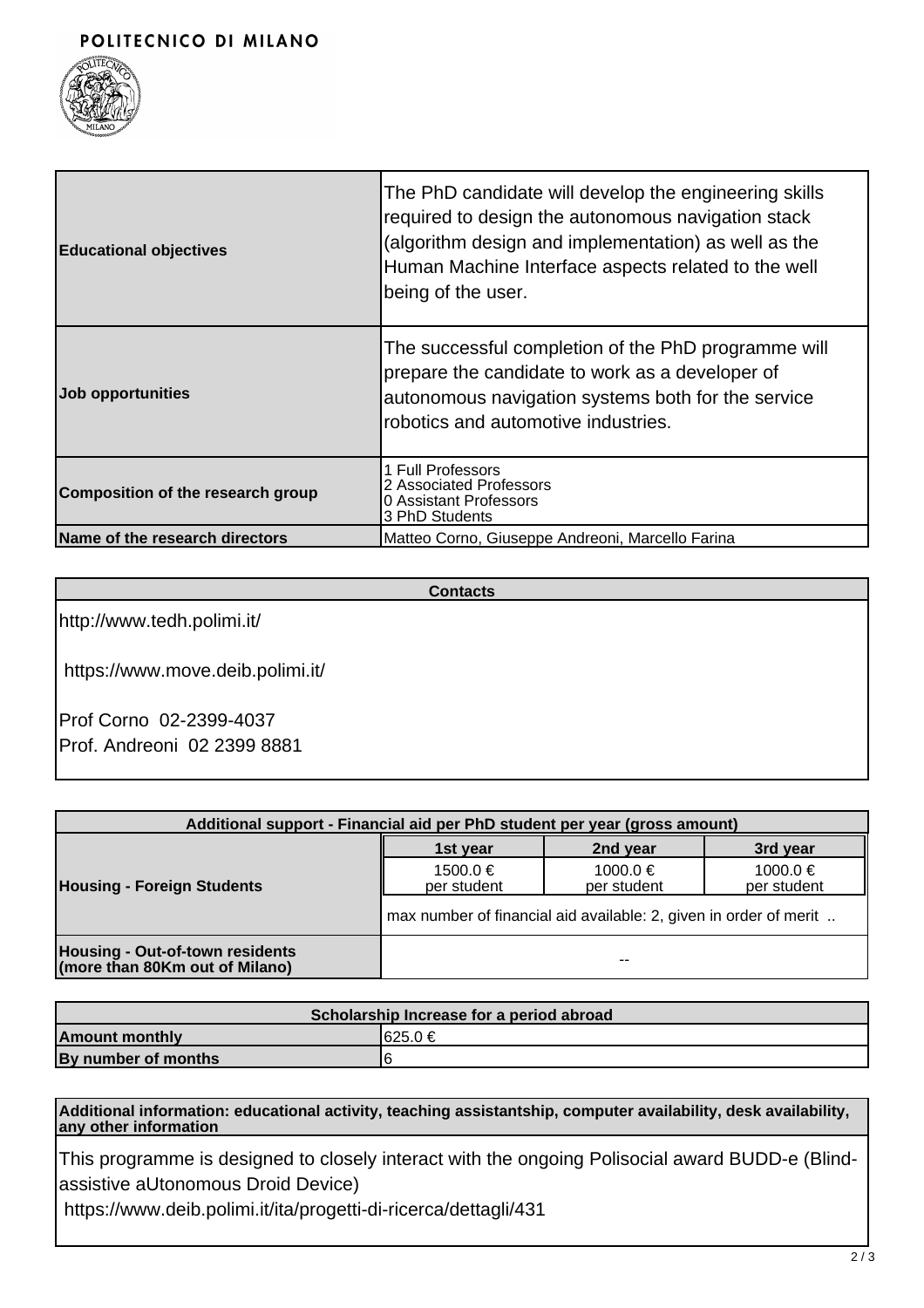POLITECNICO DI MILANO

| | |
|---|---|
| **Educational objectives** | The PhD candidate will develop the engineering skills required to design the autonomous navigation stack (algorithm design and implementation) as well as the Human Machine Interface aspects related to the well being of the user. |
| **Job opportunities** | The successful completion of the PhD programme will prepare the candidate to work as a developer of autonomous navigation systems both for the service robotics and automotive industries. |
| **Composition of the research group** | 1 Full Professors<br>2 Associated Professors<br>0 Assistant Professors<br>3 PhD Students |
| **Name of the research directors** | Matteo Corno, Giuseppe Andreoni, Marcello Farina |

| **Contacts** |
|---|
| http://www.tedh.polimi.it/<br><br>https://www.move.deib.polimi.it/<br><br>Prof Corno 02-2399-4037<br>Prof. Andreoni 02 2399 8881 |

| **Additional support - Financial aid per PhD student per year (gross amount)** | | | |
|---|---|---|---|
| | **1st year** | **2nd year** | **3rd year** |
| **Housing - Foreign Students** | 1500.0 € per student | 1000.0 € per student | 1000.0 € per student |
| | max number of financial aid available: 2, given in order of merit .. | | |
| **Housing - Out-of-town residents (more than 80Km out of Milano)** | -- | | |

| **Scholarship Increase for a period abroad** | |
|---|---|
| **Amount monthly** | 625.0 € |
| **By number of months** | 6 |

| **Additional information: educational activity, teaching assistantship, computer availability, desk availability, any other information** |
|---|
| This programme is designed to closely interact with the ongoing Polisocial award BUDD-e (Blind-assistive aUtonomous Droid Device)<br>https://www.deib.polimi.it/ita/progetti-di-ricerca/dettagli/431 |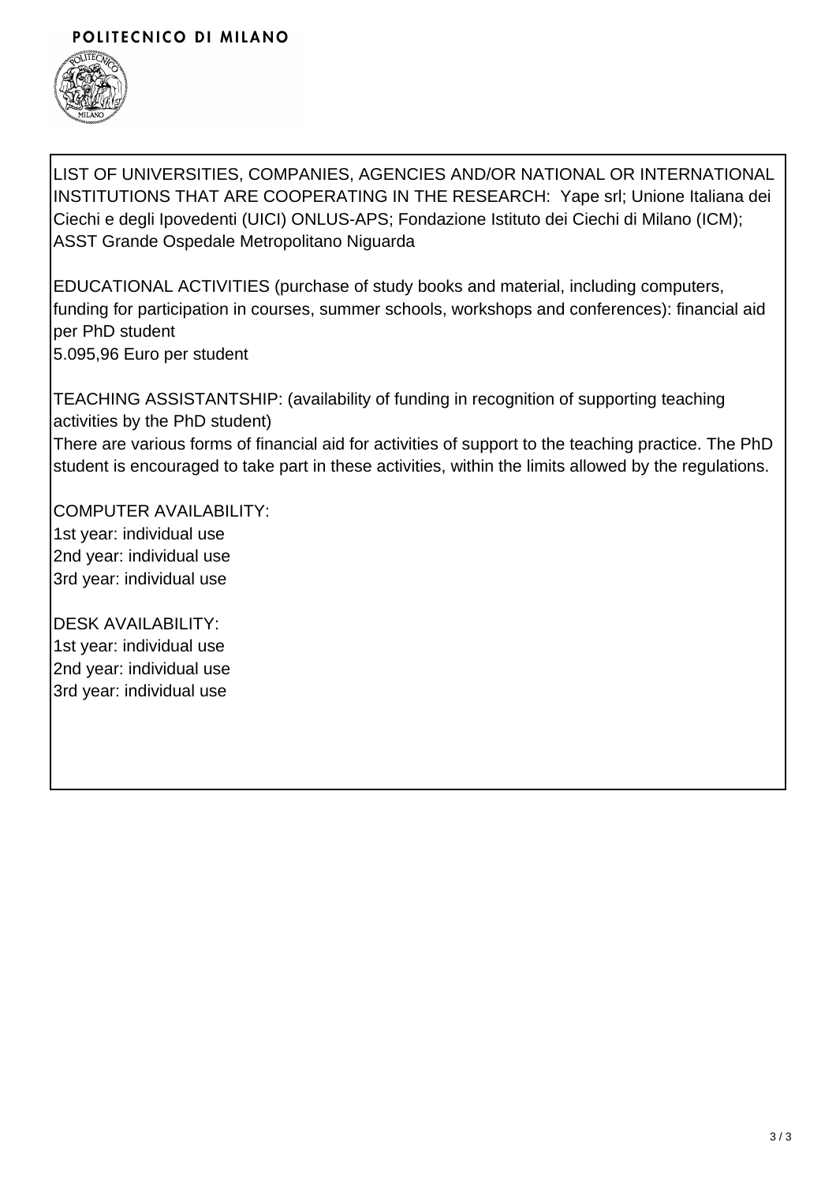LIST OF UNIVERSITIES, COMPANIES, AGENCIES AND/OR NATIONAL OR INTERNATIONAL INSTITUTIONS THAT ARE COOPERATING IN THE RESEARCH: Yape srl; Unione Italiana dei Ciechi e degli Ipovedenti (UICI) ONLUS-APS; Fondazione Istituto dei Ciechi di Milano (ICM); ASST Grande Ospedale Metropolitano Niguarda

EDUCATIONAL ACTIVITIES (purchase of study books and material, including computers, funding for participation in courses, summer schools, workshops and conferences): financial aid per PhD student
5.095,96 Euro per student

TEACHING ASSISTANTSHIP: (availability of funding in recognition of supporting teaching activities by the PhD student)
There are various forms of financial aid for activities of support to the teaching practice. The PhD student is encouraged to take part in these activities, within the limits allowed by the regulations.

COMPUTER AVAILABILITY:
1st year: individual use
2nd year: individual use
3rd year: individual use

DESK AVAILABILITY:
1st year: individual use
2nd year: individual use
3rd year: individual use